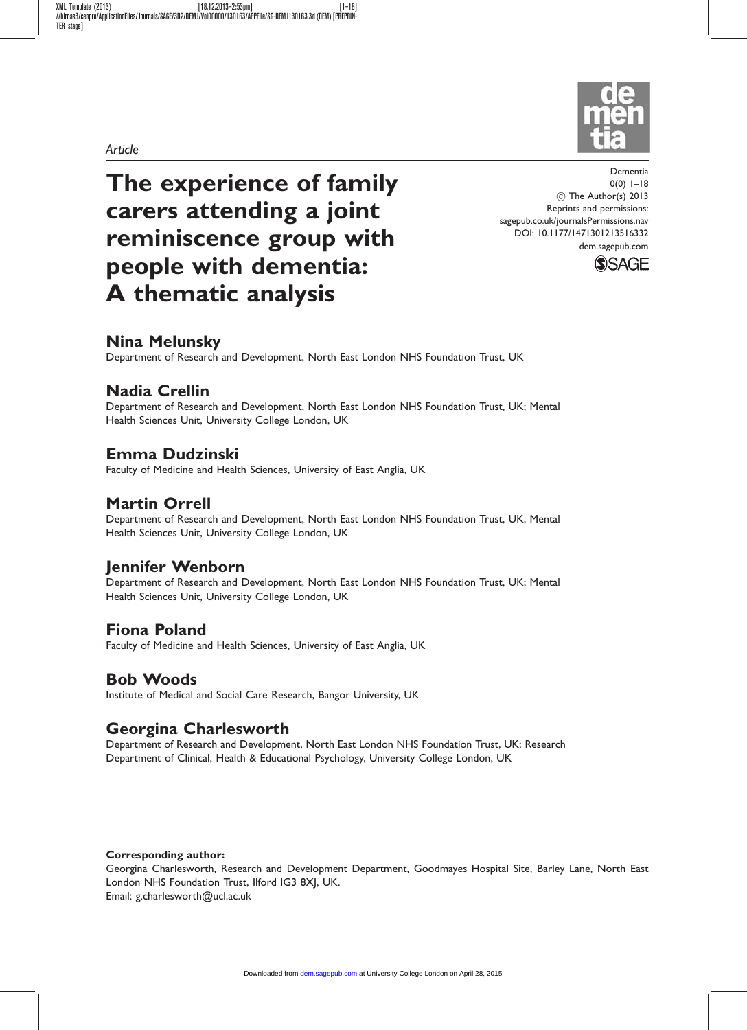*Article*

# The experience of family carers attending a joint reminiscence group with people with dementia: A thematic analysis

Dementia
0(0) 1–18
© The Author(s) 2013
Reprints and permissions: sagepub.co.uk/journalsPermissions.nav
DOI: 10.1177/1471301213516332
dem.sagepub.com

**Nina Melunsky**
Department of Research and Development, North East London NHS Foundation Trust, UK

**Nadia Crellin**
Department of Research and Development, North East London NHS Foundation Trust, UK; Mental Health Sciences Unit, University College London, UK

**Emma Dudzinski**
Faculty of Medicine and Health Sciences, University of East Anglia, UK

**Martin Orrell**
Department of Research and Development, North East London NHS Foundation Trust, UK; Mental Health Sciences Unit, University College London, UK

**Jennifer Wenborn**
Department of Research and Development, North East London NHS Foundation Trust, UK; Mental Health Sciences Unit, University College London, UK

**Fiona Poland**
Faculty of Medicine and Health Sciences, University of East Anglia, UK

**Bob Woods**
Institute of Medical and Social Care Research, Bangor University, UK

**Georgina Charlesworth**
Department of Research and Development, North East London NHS Foundation Trust, UK; Research Department of Clinical, Health & Educational Psychology, University College London, UK

---

**Corresponding author:**
Georgina Charlesworth, Research and Development Department, Goodmayes Hospital Site, Barley Lane, North East London NHS Foundation Trust, Ilford IG3 8XJ, UK.
Email: g.charlesworth@ucl.ac.uk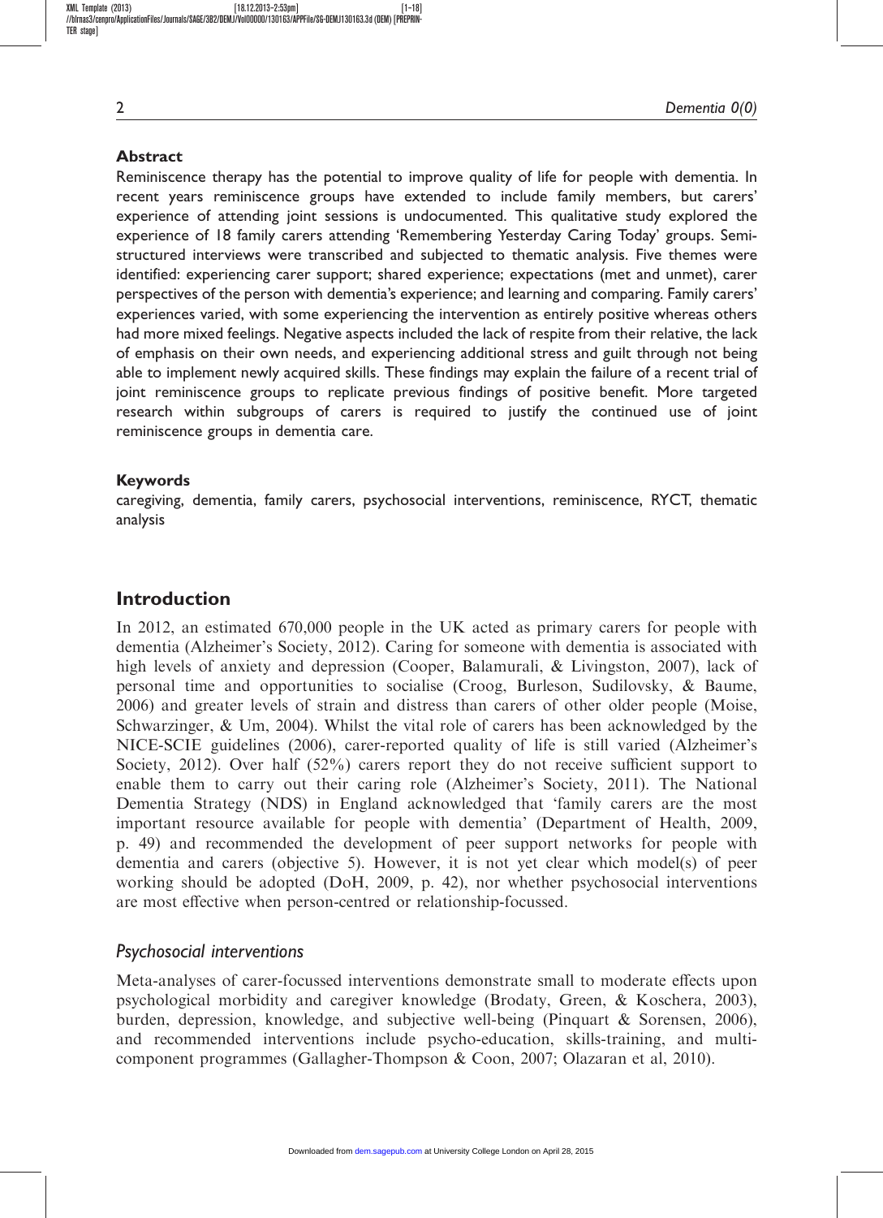## Abstract

Reminiscence therapy has the potential to improve quality of life for people with dementia. In recent years reminiscence groups have extended to include family members, but carers' experience of attending joint sessions is undocumented. This qualitative study explored the experience of 18 family carers attending 'Remembering Yesterday Caring Today' groups. Semi-structured interviews were transcribed and subjected to thematic analysis. Five themes were identified: experiencing carer support; shared experience; expectations (met and unmet), carer perspectives of the person with dementia's experience; and learning and comparing. Family carers' experiences varied, with some experiencing the intervention as entirely positive whereas others had more mixed feelings. Negative aspects included the lack of respite from their relative, the lack of emphasis on their own needs, and experiencing additional stress and guilt through not being able to implement newly acquired skills. These findings may explain the failure of a recent trial of joint reminiscence groups to replicate previous findings of positive benefit. More targeted research within subgroups of carers is required to justify the continued use of joint reminiscence groups in dementia care.

## Keywords

caregiving, dementia, family carers, psychosocial interventions, reminiscence, RYCT, thematic analysis

## Introduction

In 2012, an estimated 670,000 people in the UK acted as primary carers for people with dementia (Alzheimer's Society, 2012). Caring for someone with dementia is associated with high levels of anxiety and depression (Cooper, Balamurali, & Livingston, 2007), lack of personal time and opportunities to socialise (Croog, Burleson, Sudilovsky, & Baume, 2006) and greater levels of strain and distress than carers of other older people (Moise, Schwarzinger, & Um, 2004). Whilst the vital role of carers has been acknowledged by the NICE-SCIE guidelines (2006), carer-reported quality of life is still varied (Alzheimer's Society, 2012). Over half (52%) carers report they do not receive sufficient support to enable them to carry out their caring role (Alzheimer's Society, 2011). The National Dementia Strategy (NDS) in England acknowledged that 'family carers are the most important resource available for people with dementia' (Department of Health, 2009, p. 49) and recommended the development of peer support networks for people with dementia and carers (objective 5). However, it is not yet clear which model(s) of peer working should be adopted (DoH, 2009, p. 42), nor whether psychosocial interventions are most effective when person-centred or relationship-focussed.

### Psychosocial interventions

Meta-analyses of carer-focussed interventions demonstrate small to moderate effects upon psychological morbidity and caregiver knowledge (Brodaty, Green, & Koschera, 2003), burden, depression, knowledge, and subjective well-being (Pinquart & Sorensen, 2006), and recommended interventions include psycho-education, skills-training, and multi-component programmes (Gallagher-Thompson & Coon, 2007; Olazaran et al, 2010).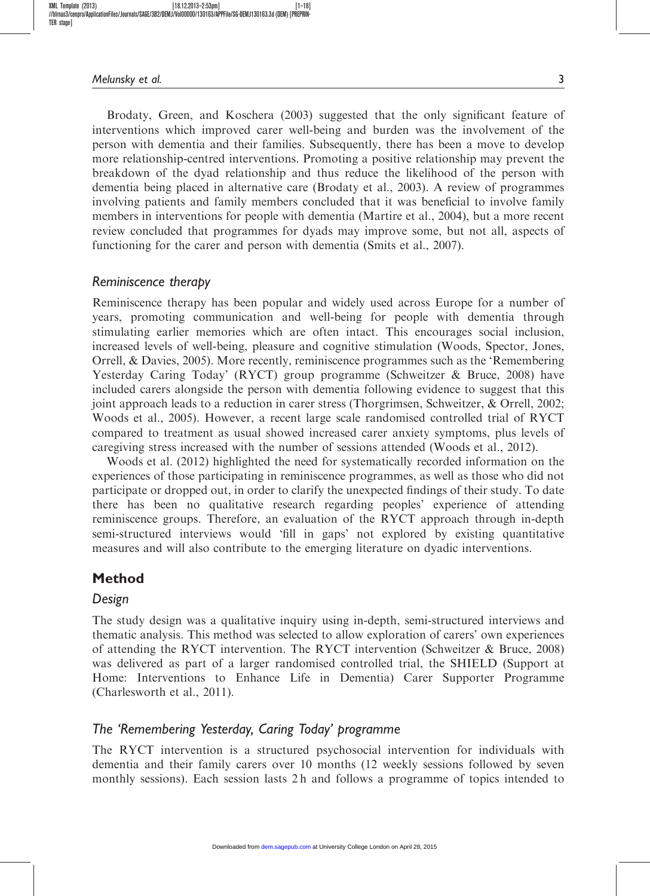Brodaty, Green, and Koschera (2003) suggested that the only significant feature of interventions which improved carer well-being and burden was the involvement of the person with dementia and their families. Subsequently, there has been a move to develop more relationship-centred interventions. Promoting a positive relationship may prevent the breakdown of the dyad relationship and thus reduce the likelihood of the person with dementia being placed in alternative care (Brodaty et al., 2003). A review of programmes involving patients and family members concluded that it was beneficial to involve family members in interventions for people with dementia (Martire et al., 2004), but a more recent review concluded that programmes for dyads may improve some, but not all, aspects of functioning for the carer and person with dementia (Smits et al., 2007).

### *Reminiscence therapy*

Reminiscence therapy has been popular and widely used across Europe for a number of years, promoting communication and well-being for people with dementia through stimulating earlier memories which are often intact. This encourages social inclusion, increased levels of well-being, pleasure and cognitive stimulation (Woods, Spector, Jones, Orrell, & Davies, 2005). More recently, reminiscence programmes such as the 'Remembering Yesterday Caring Today' (RYCT) group programme (Schweitzer & Bruce, 2008) have included carers alongside the person with dementia following evidence to suggest that this joint approach leads to a reduction in carer stress (Thorgrimsen, Schweitzer, & Orrell, 2002; Woods et al., 2005). However, a recent large scale randomised controlled trial of RYCT compared to treatment as usual showed increased carer anxiety symptoms, plus levels of caregiving stress increased with the number of sessions attended (Woods et al., 2012).

Woods et al. (2012) highlighted the need for systematically recorded information on the experiences of those participating in reminiscence programmes, as well as those who did not participate or dropped out, in order to clarify the unexpected findings of their study. To date there has been no qualitative research regarding peoples' experience of attending reminiscence groups. Therefore, an evaluation of the RYCT approach through in-depth semi-structured interviews would 'fill in gaps' not explored by existing quantitative measures and will also contribute to the emerging literature on dyadic interventions.

## Method

### *Design*

The study design was a qualitative inquiry using in-depth, semi-structured interviews and thematic analysis. This method was selected to allow exploration of carers' own experiences of attending the RYCT intervention. The RYCT intervention (Schweitzer & Bruce, 2008) was delivered as part of a larger randomised controlled trial, the SHIELD (Support at Home: Interventions to Enhance Life in Dementia) Carer Supporter Programme (Charlesworth et al., 2011).

### *The 'Remembering Yesterday, Caring Today' programme*

The RYCT intervention is a structured psychosocial intervention for individuals with dementia and their family carers over 10 months (12 weekly sessions followed by seven monthly sessions). Each session lasts 2 h and follows a programme of topics intended to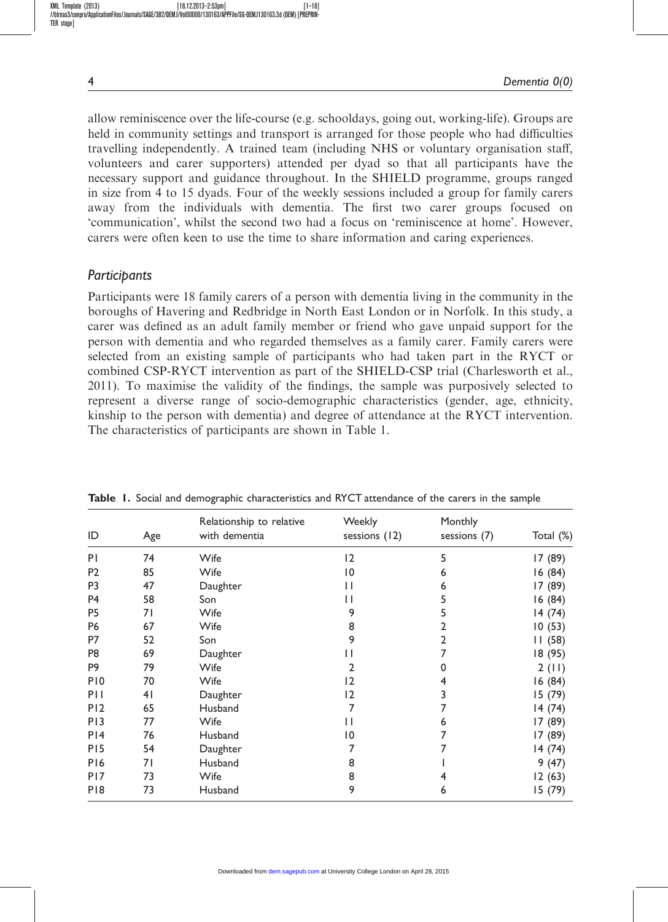allow reminiscence over the life-course (e.g. schooldays, going out, working-life). Groups are held in community settings and transport is arranged for those people who had difficulties travelling independently. A trained team (including NHS or voluntary organisation staff, volunteers and carer supporters) attended per dyad so that all participants have the necessary support and guidance throughout. In the SHIELD programme, groups ranged in size from 4 to 15 dyads. Four of the weekly sessions included a group for family carers away from the individuals with dementia. The first two carer groups focused on 'communication', whilst the second two had a focus on 'reminiscence at home'. However, carers were often keen to use the time to share information and caring experiences.

## *Participants*

Participants were 18 family carers of a person with dementia living in the community in the boroughs of Havering and Redbridge in North East London or in Norfolk. In this study, a carer was defined as an adult family member or friend who gave unpaid support for the person with dementia and who regarded themselves as a family carer. Family carers were selected from an existing sample of participants who had taken part in the RYCT or combined CSP-RYCT intervention as part of the SHIELD-CSP trial (Charlesworth et al., 2011). To maximise the validity of the findings, the sample was purposively selected to represent a diverse range of socio-demographic characteristics (gender, age, ethnicity, kinship to the person with dementia) and degree of attendance at the RYCT intervention. The characteristics of participants are shown in Table 1.

**Table 1.** Social and demographic characteristics and RYCT attendance of the carers in the sample

| ID | Age | Relationship to relative with dementia | Weekly sessions (12) | Monthly sessions (7) | Total (%) |
|---|---|---|---|---|---|
| P1 | 74 | Wife | 12 | 5 | 17 (89) |
| P2 | 85 | Wife | 10 | 6 | 16 (84) |
| P3 | 47 | Daughter | 11 | 6 | 17 (89) |
| P4 | 58 | Son | 11 | 5 | 16 (84) |
| P5 | 71 | Wife | 9 | 5 | 14 (74) |
| P6 | 67 | Wife | 8 | 2 | 10 (53) |
| P7 | 52 | Son | 9 | 2 | 11 (58) |
| P8 | 69 | Daughter | 11 | 7 | 18 (95) |
| P9 | 79 | Wife | 2 | 0 | 2 (11) |
| P10 | 70 | Wife | 12 | 4 | 16 (84) |
| P11 | 41 | Daughter | 12 | 3 | 15 (79) |
| P12 | 65 | Husband | 7 | 7 | 14 (74) |
| P13 | 77 | Wife | 11 | 6 | 17 (89) |
| P14 | 76 | Husband | 10 | 7 | 17 (89) |
| P15 | 54 | Daughter | 7 | 7 | 14 (74) |
| P16 | 71 | Husband | 8 | 1 | 9 (47) |
| P17 | 73 | Wife | 8 | 4 | 12 (63) |
| P18 | 73 | Husband | 9 | 6 | 15 (79) |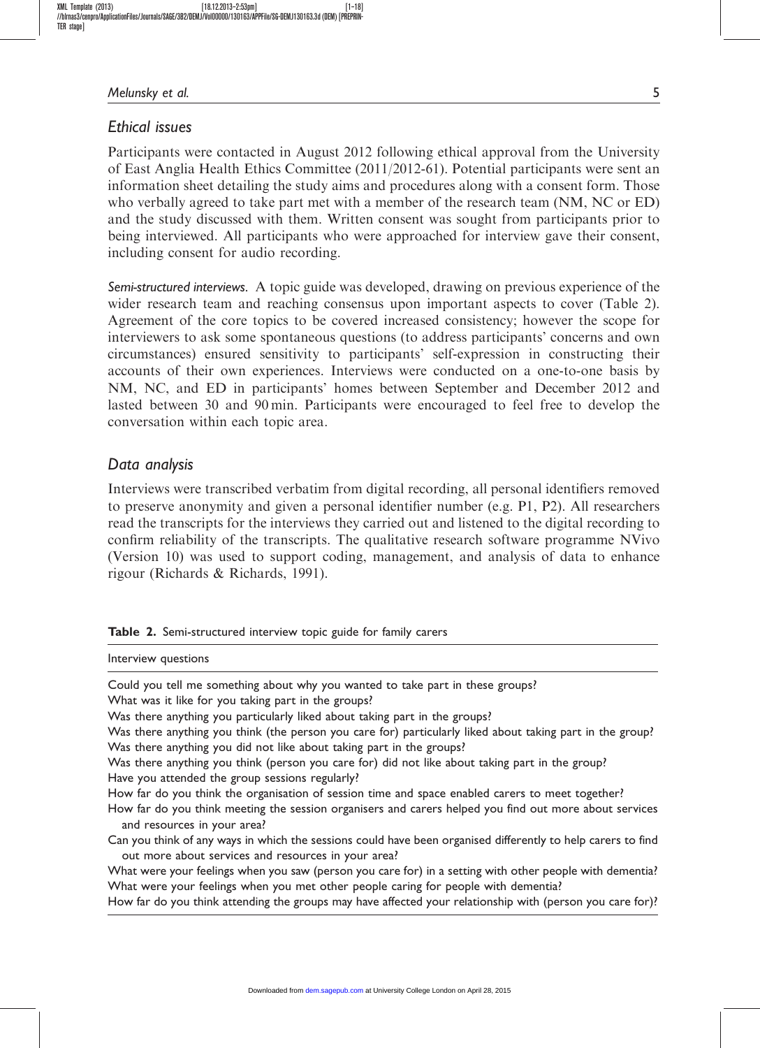## Ethical issues

Participants were contacted in August 2012 following ethical approval from the University of East Anglia Health Ethics Committee (2011/2012-61). Potential participants were sent an information sheet detailing the study aims and procedures along with a consent form. Those who verbally agreed to take part met with a member of the research team (NM, NC or ED) and the study discussed with them. Written consent was sought from participants prior to being interviewed. All participants who were approached for interview gave their consent, including consent for audio recording.

*Semi-structured interviews.* A topic guide was developed, drawing on previous experience of the wider research team and reaching consensus upon important aspects to cover (Table 2). Agreement of the core topics to be covered increased consistency; however the scope for interviewers to ask some spontaneous questions (to address participants' concerns and own circumstances) ensured sensitivity to participants' self-expression in constructing their accounts of their own experiences. Interviews were conducted on a one-to-one basis by NM, NC, and ED in participants' homes between September and December 2012 and lasted between 30 and 90 min. Participants were encouraged to feel free to develop the conversation within each topic area.

## Data analysis

Interviews were transcribed verbatim from digital recording, all personal identifiers removed to preserve anonymity and given a personal identifier number (e.g. P1, P2). All researchers read the transcripts for the interviews they carried out and listened to the digital recording to confirm reliability of the transcripts. The qualitative research software programme NVivo (Version 10) was used to support coding, management, and analysis of data to enhance rigour (Richards & Richards, 1991).

**Table 2.** Semi-structured interview topic guide for family carers

| Interview questions |
|---|
| Could you tell me something about why you wanted to take part in these groups? |
| What was it like for you taking part in the groups? |
| Was there anything you particularly liked about taking part in the groups? |
| Was there anything you think (the person you care for) particularly liked about taking part in the group? |
| Was there anything you did not like about taking part in the groups? |
| Was there anything you think (person you care for) did not like about taking part in the group? |
| Have you attended the group sessions regularly? |
| How far do you think the organisation of session time and space enabled carers to meet together? |
| How far do you think meeting the session organisers and carers helped you find out more about services and resources in your area? |
| Can you think of any ways in which the sessions could have been organised differently to help carers to find out more about services and resources in your area? |
| What were your feelings when you saw (person you care for) in a setting with other people with dementia? |
| What were your feelings when you met other people caring for people with dementia? |
| How far do you think attending the groups may have affected your relationship with (person you care for)? |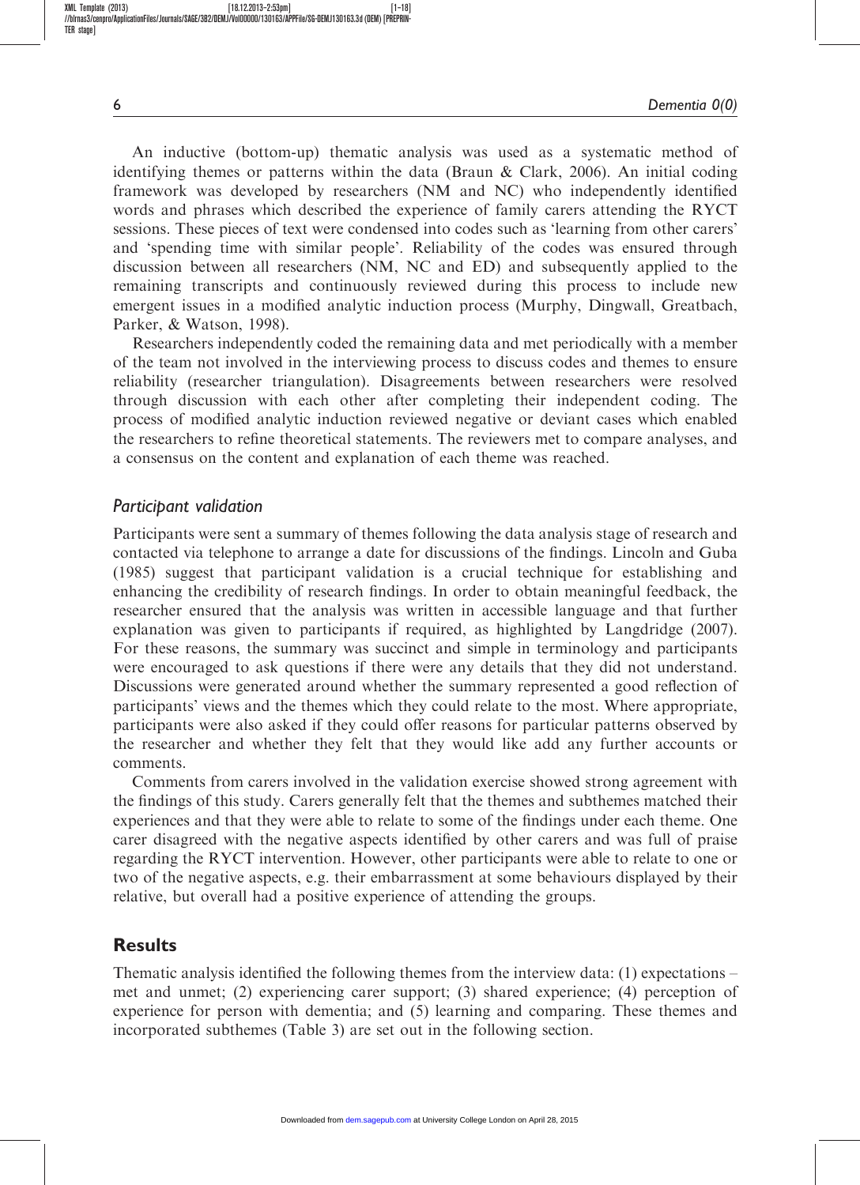An inductive (bottom-up) thematic analysis was used as a systematic method of identifying themes or patterns within the data (Braun & Clark, 2006). An initial coding framework was developed by researchers (NM and NC) who independently identified words and phrases which described the experience of family carers attending the RYCT sessions. These pieces of text were condensed into codes such as 'learning from other carers' and 'spending time with similar people'. Reliability of the codes was ensured through discussion between all researchers (NM, NC and ED) and subsequently applied to the remaining transcripts and continuously reviewed during this process to include new emergent issues in a modified analytic induction process (Murphy, Dingwall, Greatbach, Parker, & Watson, 1998).

Researchers independently coded the remaining data and met periodically with a member of the team not involved in the interviewing process to discuss codes and themes to ensure reliability (researcher triangulation). Disagreements between researchers were resolved through discussion with each other after completing their independent coding. The process of modified analytic induction reviewed negative or deviant cases which enabled the researchers to refine theoretical statements. The reviewers met to compare analyses, and a consensus on the content and explanation of each theme was reached.

### *Participant validation*

Participants were sent a summary of themes following the data analysis stage of research and contacted via telephone to arrange a date for discussions of the findings. Lincoln and Guba (1985) suggest that participant validation is a crucial technique for establishing and enhancing the credibility of research findings. In order to obtain meaningful feedback, the researcher ensured that the analysis was written in accessible language and that further explanation was given to participants if required, as highlighted by Langdridge (2007). For these reasons, the summary was succinct and simple in terminology and participants were encouraged to ask questions if there were any details that they did not understand. Discussions were generated around whether the summary represented a good reflection of participants' views and the themes which they could relate to the most. Where appropriate, participants were also asked if they could offer reasons for particular patterns observed by the researcher and whether they felt that they would like add any further accounts or comments.

Comments from carers involved in the validation exercise showed strong agreement with the findings of this study. Carers generally felt that the themes and subthemes matched their experiences and that they were able to relate to some of the findings under each theme. One carer disagreed with the negative aspects identified by other carers and was full of praise regarding the RYCT intervention. However, other participants were able to relate to one or two of the negative aspects, e.g. their embarrassment at some behaviours displayed by their relative, but overall had a positive experience of attending the groups.

## Results

Thematic analysis identified the following themes from the interview data: (1) expectations – met and unmet; (2) experiencing carer support; (3) shared experience; (4) perception of experience for person with dementia; and (5) learning and comparing. These themes and incorporated subthemes (Table 3) are set out in the following section.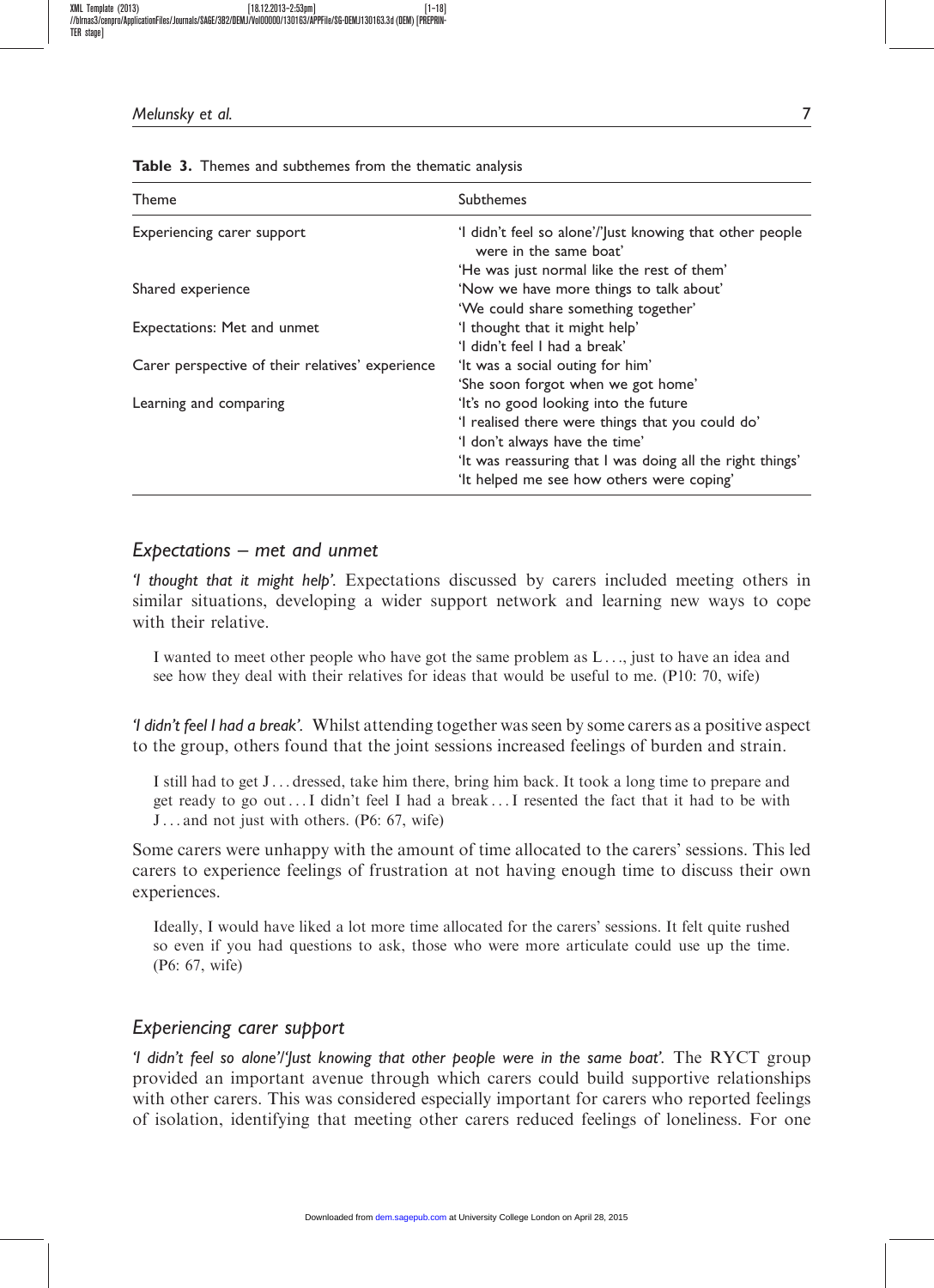**Table 3.** Themes and subthemes from the thematic analysis

| Theme | Subthemes |
|---|---|
| Experiencing carer support | 'I didn't feel so alone'/'Just knowing that other people were in the same boat' |
| | 'He was just normal like the rest of them' |
| Shared experience | 'Now we have more things to talk about' |
| | 'We could share something together' |
| Expectations: Met and unmet | 'I thought that it might help' |
| | 'I didn't feel I had a break' |
| Carer perspective of their relatives' experience | 'It was a social outing for him' |
| | 'She soon forgot when we got home' |
| Learning and comparing | 'It's no good looking into the future |
| | 'I realised there were things that you could do' |
| | 'I don't always have the time' |
| | 'It was reassuring that I was doing all the right things' |
| | 'It helped me see how others were coping' |

### *Expectations – met and unmet*

*'I thought that it might help'.* Expectations discussed by carers included meeting others in similar situations, developing a wider support network and learning new ways to cope with their relative.

> I wanted to meet other people who have got the same problem as L . . ., just to have an idea and see how they deal with their relatives for ideas that would be useful to me. (P10: 70, wife)

*'I didn't feel I had a break'.* Whilst attending together was seen by some carers as a positive aspect to the group, others found that the joint sessions increased feelings of burden and strain.

> I still had to get J . . . dressed, take him there, bring him back. It took a long time to prepare and get ready to go out . . . I didn't feel I had a break . . . I resented the fact that it had to be with J . . . and not just with others. (P6: 67, wife)

Some carers were unhappy with the amount of time allocated to the carers' sessions. This led carers to experience feelings of frustration at not having enough time to discuss their own experiences.

> Ideally, I would have liked a lot more time allocated for the carers' sessions. It felt quite rushed so even if you had questions to ask, those who were more articulate could use up the time. (P6: 67, wife)

### *Experiencing carer support*

*'I didn't feel so alone'/'Just knowing that other people were in the same boat'.* The RYCT group provided an important avenue through which carers could build supportive relationships with other carers. This was considered especially important for carers who reported feelings of isolation, identifying that meeting other carers reduced feelings of loneliness. For one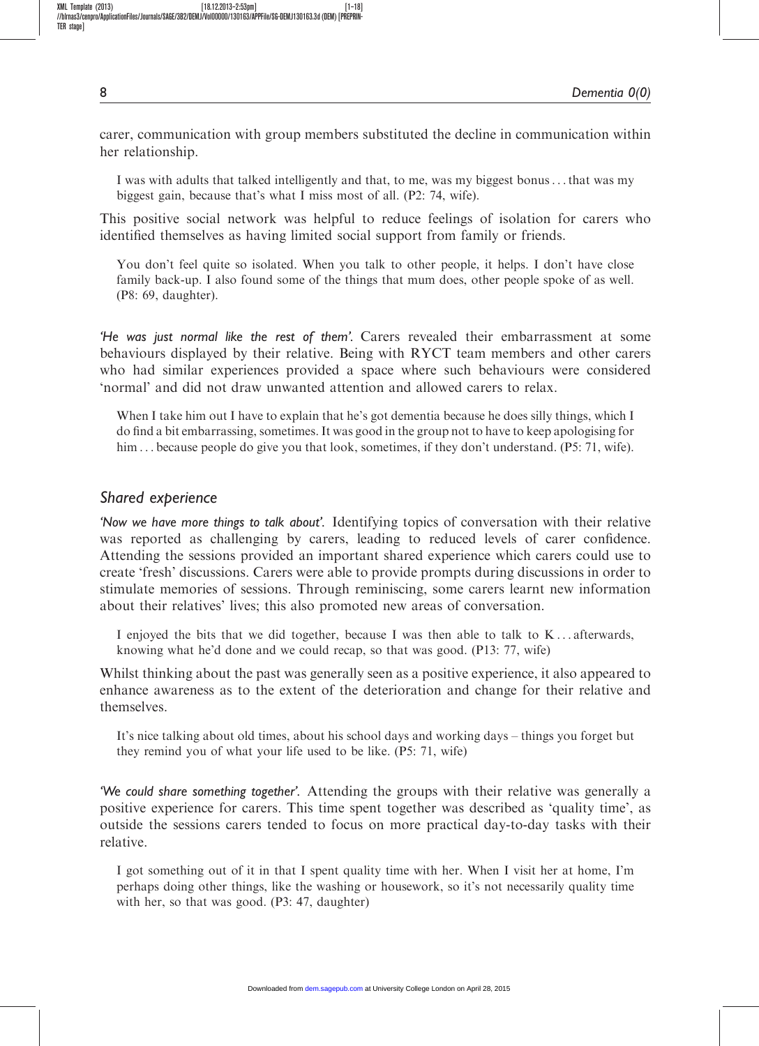carer, communication with group members substituted the decline in communication within her relationship.

> I was with adults that talked intelligently and that, to me, was my biggest bonus . . . that was my biggest gain, because that's what I miss most of all. (P2: 74, wife).

This positive social network was helpful to reduce feelings of isolation for carers who identified themselves as having limited social support from family or friends.

> You don't feel quite so isolated. When you talk to other people, it helps. I don't have close family back-up. I also found some of the things that mum does, other people spoke of as well. (P8: 69, daughter).

*'He was just normal like the rest of them'.* Carers revealed their embarrassment at some behaviours displayed by their relative. Being with RYCT team members and other carers who had similar experiences provided a space where such behaviours were considered 'normal' and did not draw unwanted attention and allowed carers to relax.

> When I take him out I have to explain that he's got dementia because he does silly things, which I do find a bit embarrassing, sometimes. It was good in the group not to have to keep apologising for him . . . because people do give you that look, sometimes, if they don't understand. (P5: 71, wife).

### Shared experience

*'Now we have more things to talk about'.* Identifying topics of conversation with their relative was reported as challenging by carers, leading to reduced levels of carer confidence. Attending the sessions provided an important shared experience which carers could use to create 'fresh' discussions. Carers were able to provide prompts during discussions in order to stimulate memories of sessions. Through reminiscing, some carers learnt new information about their relatives' lives; this also promoted new areas of conversation.

> I enjoyed the bits that we did together, because I was then able to talk to K . . . afterwards, knowing what he'd done and we could recap, so that was good. (P13: 77, wife)

Whilst thinking about the past was generally seen as a positive experience, it also appeared to enhance awareness as to the extent of the deterioration and change for their relative and themselves.

> It's nice talking about old times, about his school days and working days – things you forget but they remind you of what your life used to be like. (P5: 71, wife)

*'We could share something together'.* Attending the groups with their relative was generally a positive experience for carers. This time spent together was described as 'quality time', as outside the sessions carers tended to focus on more practical day-to-day tasks with their relative.

> I got something out of it in that I spent quality time with her. When I visit her at home, I'm perhaps doing other things, like the washing or housework, so it's not necessarily quality time with her, so that was good. (P3: 47, daughter)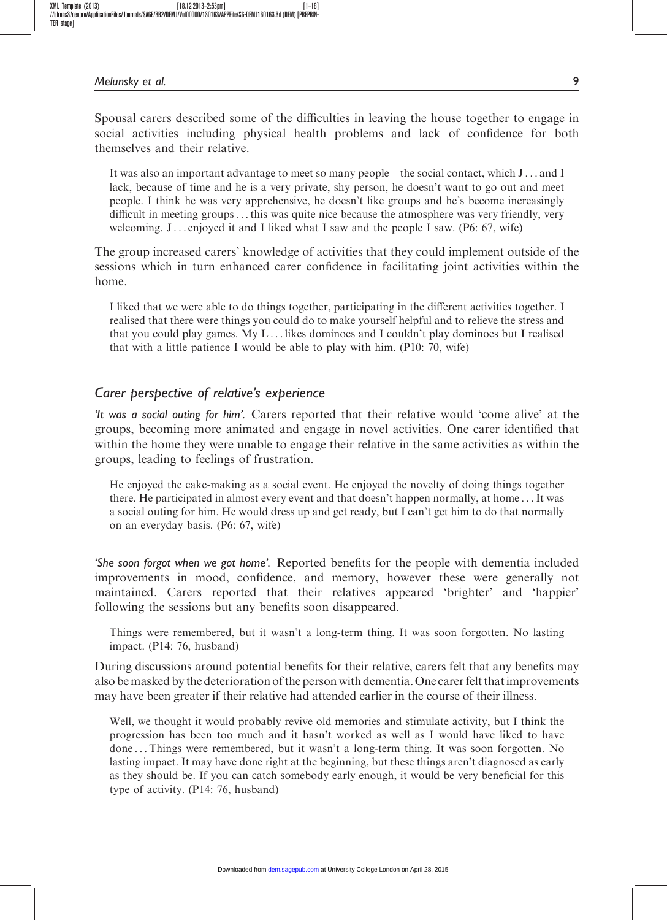Spousal carers described some of the difficulties in leaving the house together to engage in social activities including physical health problems and lack of confidence for both themselves and their relative.

> It was also an important advantage to meet so many people – the social contact, which J . . . and I lack, because of time and he is a very private, shy person, he doesn't want to go out and meet people. I think he was very apprehensive, he doesn't like groups and he's become increasingly difficult in meeting groups . . . this was quite nice because the atmosphere was very friendly, very welcoming. J . . . enjoyed it and I liked what I saw and the people I saw. (P6: 67, wife)

The group increased carers' knowledge of activities that they could implement outside of the sessions which in turn enhanced carer confidence in facilitating joint activities within the home.

> I liked that we were able to do things together, participating in the different activities together. I realised that there were things you could do to make yourself helpful and to relieve the stress and that you could play games. My L . . . likes dominoes and I couldn't play dominoes but I realised that with a little patience I would be able to play with him. (P10: 70, wife)

## Carer perspective of relative's experience

*'It was a social outing for him'.* Carers reported that their relative would 'come alive' at the groups, becoming more animated and engage in novel activities. One carer identified that within the home they were unable to engage their relative in the same activities as within the groups, leading to feelings of frustration.

> He enjoyed the cake-making as a social event. He enjoyed the novelty of doing things together there. He participated in almost every event and that doesn't happen normally, at home . . . It was a social outing for him. He would dress up and get ready, but I can't get him to do that normally on an everyday basis. (P6: 67, wife)

*'She soon forgot when we got home'.* Reported benefits for the people with dementia included improvements in mood, confidence, and memory, however these were generally not maintained. Carers reported that their relatives appeared 'brighter' and 'happier' following the sessions but any benefits soon disappeared.

> Things were remembered, but it wasn't a long-term thing. It was soon forgotten. No lasting impact. (P14: 76, husband)

During discussions around potential benefits for their relative, carers felt that any benefits may also be masked by the deterioration of the person with dementia. One carer felt that improvements may have been greater if their relative had attended earlier in the course of their illness.

> Well, we thought it would probably revive old memories and stimulate activity, but I think the progression has been too much and it hasn't worked as well as I would have liked to have done . . . Things were remembered, but it wasn't a long-term thing. It was soon forgotten. No lasting impact. It may have done right at the beginning, but these things aren't diagnosed as early as they should be. If you can catch somebody early enough, it would be very beneficial for this type of activity. (P14: 76, husband)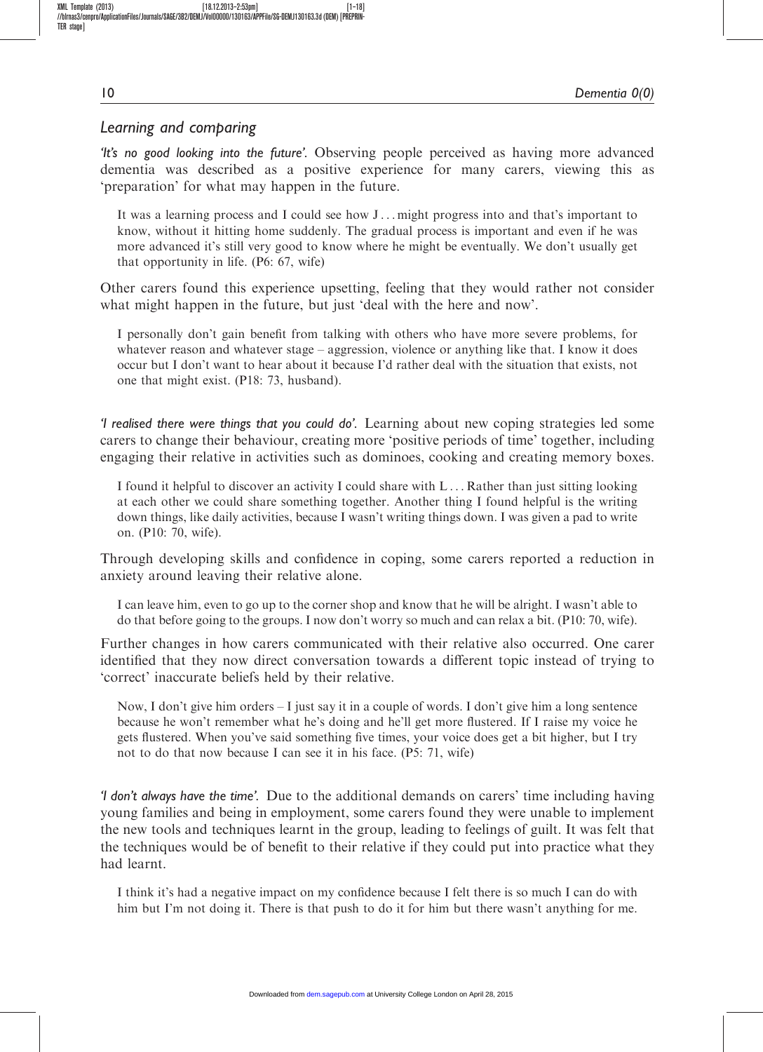### *Learning and comparing*

*'It's no good looking into the future'.* Observing people perceived as having more advanced dementia was described as a positive experience for many carers, viewing this as 'preparation' for what may happen in the future.

> It was a learning process and I could see how J . . . might progress into and that's important to know, without it hitting home suddenly. The gradual process is important and even if he was more advanced it's still very good to know where he might be eventually. We don't usually get that opportunity in life. (P6: 67, wife)

Other carers found this experience upsetting, feeling that they would rather not consider what might happen in the future, but just 'deal with the here and now'.

> I personally don't gain benefit from talking with others who have more severe problems, for whatever reason and whatever stage – aggression, violence or anything like that. I know it does occur but I don't want to hear about it because I'd rather deal with the situation that exists, not one that might exist. (P18: 73, husband).

*'I realised there were things that you could do'.* Learning about new coping strategies led some carers to change their behaviour, creating more 'positive periods of time' together, including engaging their relative in activities such as dominoes, cooking and creating memory boxes.

> I found it helpful to discover an activity I could share with L . . . Rather than just sitting looking at each other we could share something together. Another thing I found helpful is the writing down things, like daily activities, because I wasn't writing things down. I was given a pad to write on. (P10: 70, wife).

Through developing skills and confidence in coping, some carers reported a reduction in anxiety around leaving their relative alone.

> I can leave him, even to go up to the corner shop and know that he will be alright. I wasn't able to do that before going to the groups. I now don't worry so much and can relax a bit. (P10: 70, wife).

Further changes in how carers communicated with their relative also occurred. One carer identified that they now direct conversation towards a different topic instead of trying to 'correct' inaccurate beliefs held by their relative.

> Now, I don't give him orders – I just say it in a couple of words. I don't give him a long sentence because he won't remember what he's doing and he'll get more flustered. If I raise my voice he gets flustered. When you've said something five times, your voice does get a bit higher, but I try not to do that now because I can see it in his face. (P5: 71, wife)

*'I don't always have the time'.* Due to the additional demands on carers' time including having young families and being in employment, some carers found they were unable to implement the new tools and techniques learnt in the group, leading to feelings of guilt. It was felt that the techniques would be of benefit to their relative if they could put into practice what they had learnt.

> I think it's had a negative impact on my confidence because I felt there is so much I can do with him but I'm not doing it. There is that push to do it for him but there wasn't anything for me.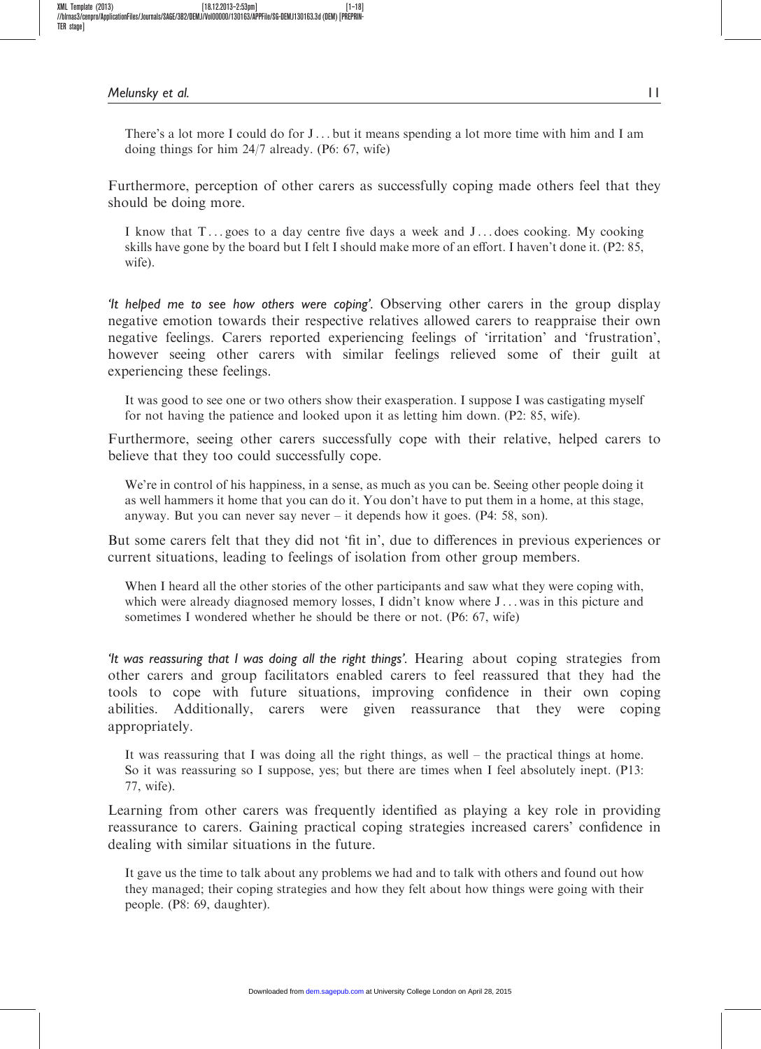> There's a lot more I could do for J . . . but it means spending a lot more time with him and I am doing things for him 24/7 already. (P6: 67, wife)

Furthermore, perception of other carers as successfully coping made others feel that they should be doing more.

> I know that T . . . goes to a day centre five days a week and J . . . does cooking. My cooking skills have gone by the board but I felt I should make more of an effort. I haven't done it. (P2: 85, wife).

*'It helped me to see how others were coping'.* Observing other carers in the group display negative emotion towards their respective relatives allowed carers to reappraise their own negative feelings. Carers reported experiencing feelings of 'irritation' and 'frustration', however seeing other carers with similar feelings relieved some of their guilt at experiencing these feelings.

> It was good to see one or two others show their exasperation. I suppose I was castigating myself for not having the patience and looked upon it as letting him down. (P2: 85, wife).

Furthermore, seeing other carers successfully cope with their relative, helped carers to believe that they too could successfully cope.

> We're in control of his happiness, in a sense, as much as you can be. Seeing other people doing it as well hammers it home that you can do it. You don't have to put them in a home, at this stage, anyway. But you can never say never – it depends how it goes. (P4: 58, son).

But some carers felt that they did not 'fit in', due to differences in previous experiences or current situations, leading to feelings of isolation from other group members.

> When I heard all the other stories of the other participants and saw what they were coping with, which were already diagnosed memory losses, I didn't know where J . . . was in this picture and sometimes I wondered whether he should be there or not. (P6: 67, wife)

*'It was reassuring that I was doing all the right things'.* Hearing about coping strategies from other carers and group facilitators enabled carers to feel reassured that they had the tools to cope with future situations, improving confidence in their own coping abilities. Additionally, carers were given reassurance that they were coping appropriately.

> It was reassuring that I was doing all the right things, as well – the practical things at home. So it was reassuring so I suppose, yes; but there are times when I feel absolutely inept. (P13: 77, wife).

Learning from other carers was frequently identified as playing a key role in providing reassurance to carers. Gaining practical coping strategies increased carers' confidence in dealing with similar situations in the future.

> It gave us the time to talk about any problems we had and to talk with others and found out how they managed; their coping strategies and how they felt about how things were going with their people. (P8: 69, daughter).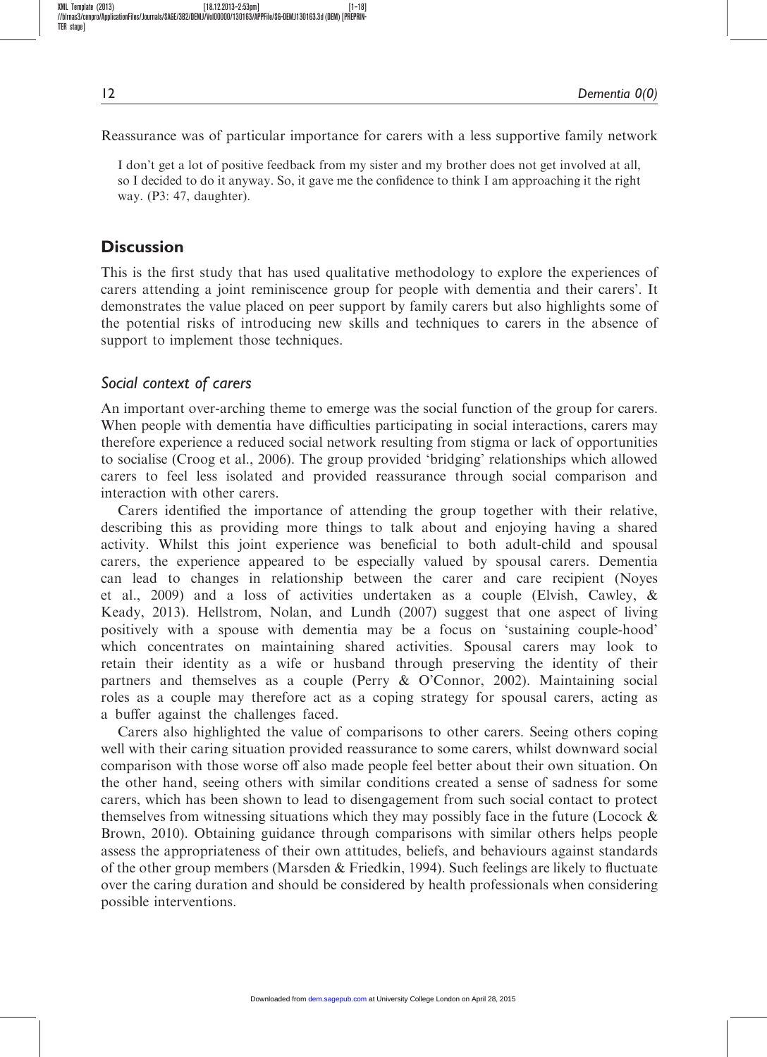Reassurance was of particular importance for carers with a less supportive family network

> I don't get a lot of positive feedback from my sister and my brother does not get involved at all, so I decided to do it anyway. So, it gave me the confidence to think I am approaching it the right way. (P3: 47, daughter).

## Discussion

This is the first study that has used qualitative methodology to explore the experiences of carers attending a joint reminiscence group for people with dementia and their carers'. It demonstrates the value placed on peer support by family carers but also highlights some of the potential risks of introducing new skills and techniques to carers in the absence of support to implement those techniques.

### *Social context of carers*

An important over-arching theme to emerge was the social function of the group for carers. When people with dementia have difficulties participating in social interactions, carers may therefore experience a reduced social network resulting from stigma or lack of opportunities to socialise (Croog et al., 2006). The group provided 'bridging' relationships which allowed carers to feel less isolated and provided reassurance through social comparison and interaction with other carers.

Carers identified the importance of attending the group together with their relative, describing this as providing more things to talk about and enjoying having a shared activity. Whilst this joint experience was beneficial to both adult-child and spousal carers, the experience appeared to be especially valued by spousal carers. Dementia can lead to changes in relationship between the carer and care recipient (Noyes et al., 2009) and a loss of activities undertaken as a couple (Elvish, Cawley, & Keady, 2013). Hellstrom, Nolan, and Lundh (2007) suggest that one aspect of living positively with a spouse with dementia may be a focus on 'sustaining couple-hood' which concentrates on maintaining shared activities. Spousal carers may look to retain their identity as a wife or husband through preserving the identity of their partners and themselves as a couple (Perry & O'Connor, 2002). Maintaining social roles as a couple may therefore act as a coping strategy for spousal carers, acting as a buffer against the challenges faced.

Carers also highlighted the value of comparisons to other carers. Seeing others coping well with their caring situation provided reassurance to some carers, whilst downward social comparison with those worse off also made people feel better about their own situation. On the other hand, seeing others with similar conditions created a sense of sadness for some carers, which has been shown to lead to disengagement from such social contact to protect themselves from witnessing situations which they may possibly face in the future (Locock & Brown, 2010). Obtaining guidance through comparisons with similar others helps people assess the appropriateness of their own attitudes, beliefs, and behaviours against standards of the other group members (Marsden & Friedkin, 1994). Such feelings are likely to fluctuate over the caring duration and should be considered by health professionals when considering possible interventions.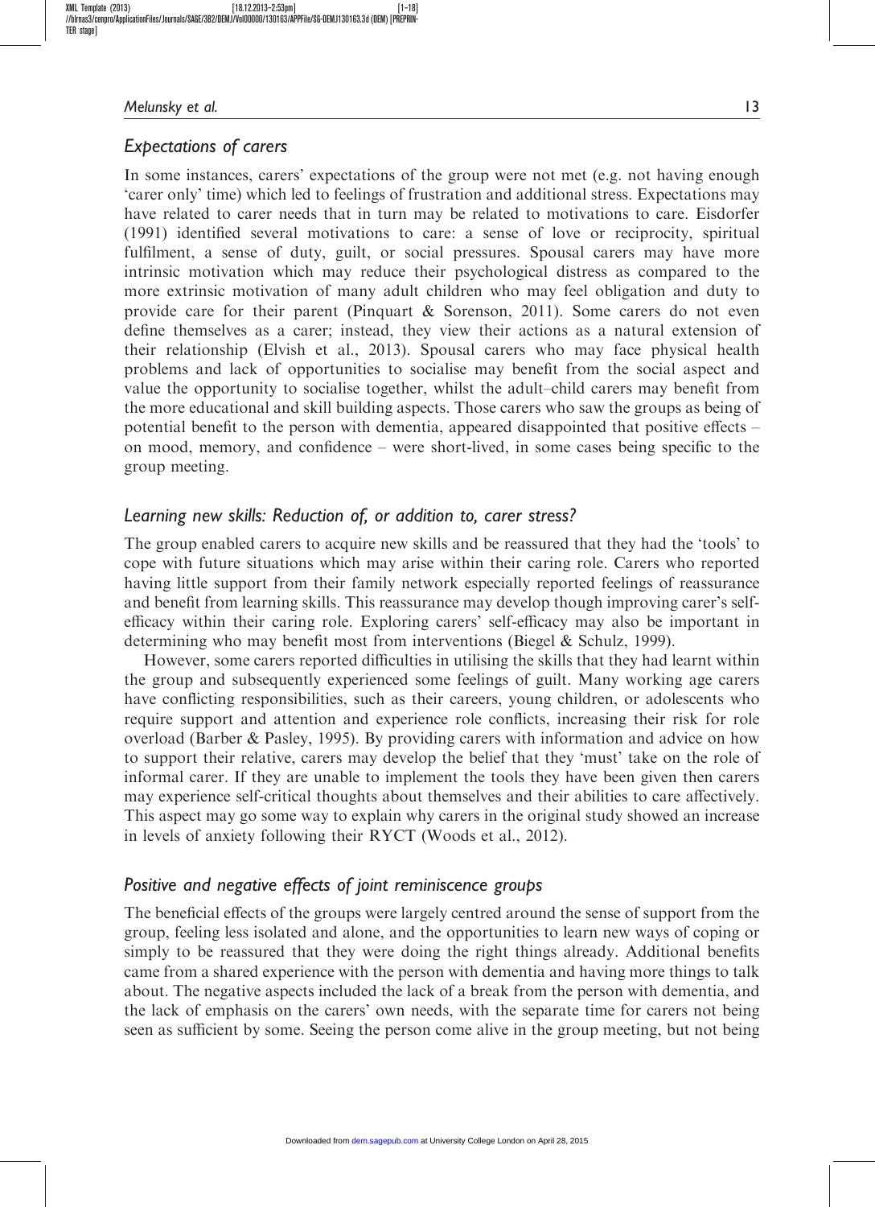### *Expectations of carers*

In some instances, carers' expectations of the group were not met (e.g. not having enough 'carer only' time) which led to feelings of frustration and additional stress. Expectations may have related to carer needs that in turn may be related to motivations to care. Eisdorfer (1991) identified several motivations to care: a sense of love or reciprocity, spiritual fulfilment, a sense of duty, guilt, or social pressures. Spousal carers may have more intrinsic motivation which may reduce their psychological distress as compared to the more extrinsic motivation of many adult children who may feel obligation and duty to provide care for their parent (Pinquart & Sorenson, 2011). Some carers do not even define themselves as a carer; instead, they view their actions as a natural extension of their relationship (Elvish et al., 2013). Spousal carers who may face physical health problems and lack of opportunities to socialise may benefit from the social aspect and value the opportunity to socialise together, whilst the adult–child carers may benefit from the more educational and skill building aspects. Those carers who saw the groups as being of potential benefit to the person with dementia, appeared disappointed that positive effects – on mood, memory, and confidence – were short-lived, in some cases being specific to the group meeting.

### *Learning new skills: Reduction of, or addition to, carer stress?*

The group enabled carers to acquire new skills and be reassured that they had the 'tools' to cope with future situations which may arise within their caring role. Carers who reported having little support from their family network especially reported feelings of reassurance and benefit from learning skills. This reassurance may develop though improving carer's self-efficacy within their caring role. Exploring carers' self-efficacy may also be important in determining who may benefit most from interventions (Biegel & Schulz, 1999).

However, some carers reported difficulties in utilising the skills that they had learnt within the group and subsequently experienced some feelings of guilt. Many working age carers have conflicting responsibilities, such as their careers, young children, or adolescents who require support and attention and experience role conflicts, increasing their risk for role overload (Barber & Pasley, 1995). By providing carers with information and advice on how to support their relative, carers may develop the belief that they 'must' take on the role of informal carer. If they are unable to implement the tools they have been given then carers may experience self-critical thoughts about themselves and their abilities to care affectively. This aspect may go some way to explain why carers in the original study showed an increase in levels of anxiety following their RYCT (Woods et al., 2012).

### *Positive and negative effects of joint reminiscence groups*

The beneficial effects of the groups were largely centred around the sense of support from the group, feeling less isolated and alone, and the opportunities to learn new ways of coping or simply to be reassured that they were doing the right things already. Additional benefits came from a shared experience with the person with dementia and having more things to talk about. The negative aspects included the lack of a break from the person with dementia, and the lack of emphasis on the carers' own needs, with the separate time for carers not being seen as sufficient by some. Seeing the person come alive in the group meeting, but not being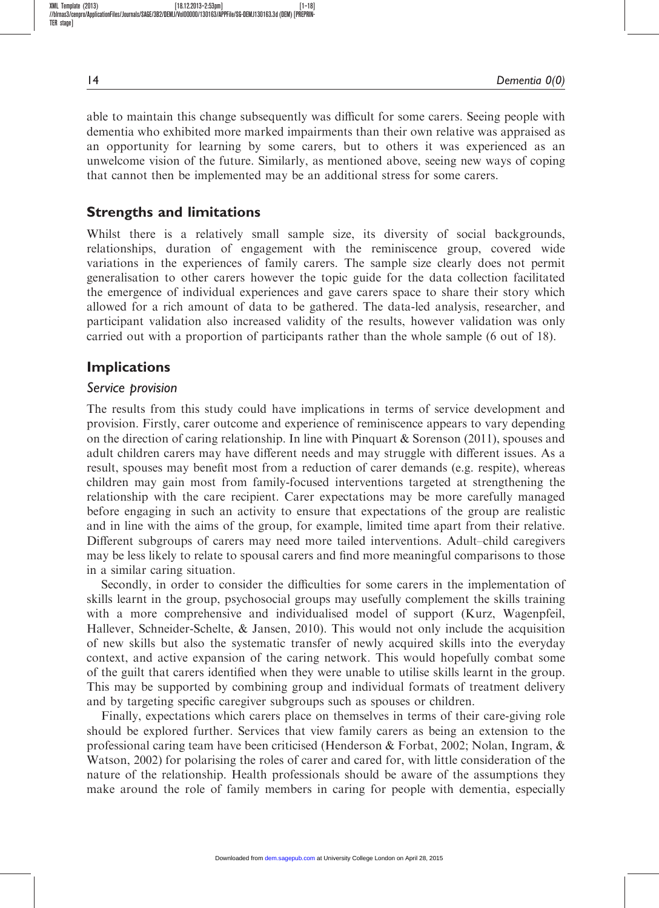able to maintain this change subsequently was difficult for some carers. Seeing people with dementia who exhibited more marked impairments than their own relative was appraised as an opportunity for learning by some carers, but to others it was experienced as an unwelcome vision of the future. Similarly, as mentioned above, seeing new ways of coping that cannot then be implemented may be an additional stress for some carers.

## Strengths and limitations

Whilst there is a relatively small sample size, its diversity of social backgrounds, relationships, duration of engagement with the reminiscence group, covered wide variations in the experiences of family carers. The sample size clearly does not permit generalisation to other carers however the topic guide for the data collection facilitated the emergence of individual experiences and gave carers space to share their story which allowed for a rich amount of data to be gathered. The data-led analysis, researcher, and participant validation also increased validity of the results, however validation was only carried out with a proportion of participants rather than the whole sample (6 out of 18).

## Implications

### *Service provision*

The results from this study could have implications in terms of service development and provision. Firstly, carer outcome and experience of reminiscence appears to vary depending on the direction of caring relationship. In line with Pinquart & Sorenson (2011), spouses and adult children carers may have different needs and may struggle with different issues. As a result, spouses may benefit most from a reduction of carer demands (e.g. respite), whereas children may gain most from family-focused interventions targeted at strengthening the relationship with the care recipient. Carer expectations may be more carefully managed before engaging in such an activity to ensure that expectations of the group are realistic and in line with the aims of the group, for example, limited time apart from their relative. Different subgroups of carers may need more tailed interventions. Adult–child caregivers may be less likely to relate to spousal carers and find more meaningful comparisons to those in a similar caring situation.

Secondly, in order to consider the difficulties for some carers in the implementation of skills learnt in the group, psychosocial groups may usefully complement the skills training with a more comprehensive and individualised model of support (Kurz, Wagenpfeil, Hallever, Schneider-Schelte, & Jansen, 2010). This would not only include the acquisition of new skills but also the systematic transfer of newly acquired skills into the everyday context, and active expansion of the caring network. This would hopefully combat some of the guilt that carers identified when they were unable to utilise skills learnt in the group. This may be supported by combining group and individual formats of treatment delivery and by targeting specific caregiver subgroups such as spouses or children.

Finally, expectations which carers place on themselves in terms of their care-giving role should be explored further. Services that view family carers as being an extension to the professional caring team have been criticised (Henderson & Forbat, 2002; Nolan, Ingram, & Watson, 2002) for polarising the roles of carer and cared for, with little consideration of the nature of the relationship. Health professionals should be aware of the assumptions they make around the role of family members in caring for people with dementia, especially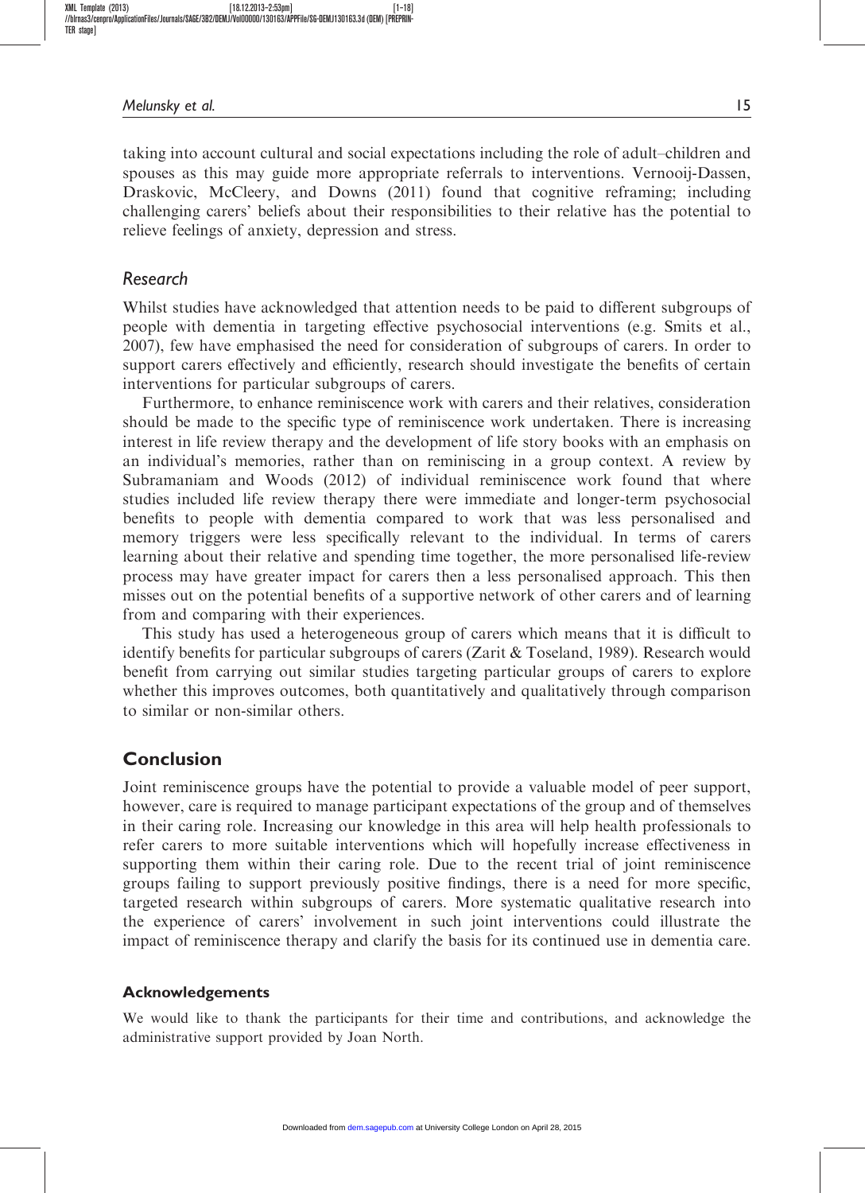taking into account cultural and social expectations including the role of adult–children and spouses as this may guide more appropriate referrals to interventions. Vernooij-Dassen, Draskovic, McCleery, and Downs (2011) found that cognitive reframing; including challenging carers' beliefs about their responsibilities to their relative has the potential to relieve feelings of anxiety, depression and stress.

### *Research*

Whilst studies have acknowledged that attention needs to be paid to different subgroups of people with dementia in targeting effective psychosocial interventions (e.g. Smits et al., 2007), few have emphasised the need for consideration of subgroups of carers. In order to support carers effectively and efficiently, research should investigate the benefits of certain interventions for particular subgroups of carers.

Furthermore, to enhance reminiscence work with carers and their relatives, consideration should be made to the specific type of reminiscence work undertaken. There is increasing interest in life review therapy and the development of life story books with an emphasis on an individual's memories, rather than on reminiscing in a group context. A review by Subramaniam and Woods (2012) of individual reminiscence work found that where studies included life review therapy there were immediate and longer-term psychosocial benefits to people with dementia compared to work that was less personalised and memory triggers were less specifically relevant to the individual. In terms of carers learning about their relative and spending time together, the more personalised life-review process may have greater impact for carers then a less personalised approach. This then misses out on the potential benefits of a supportive network of other carers and of learning from and comparing with their experiences.

This study has used a heterogeneous group of carers which means that it is difficult to identify benefits for particular subgroups of carers (Zarit & Toseland, 1989). Research would benefit from carrying out similar studies targeting particular groups of carers to explore whether this improves outcomes, both quantitatively and qualitatively through comparison to similar or non-similar others.

## Conclusion

Joint reminiscence groups have the potential to provide a valuable model of peer support, however, care is required to manage participant expectations of the group and of themselves in their caring role. Increasing our knowledge in this area will help health professionals to refer carers to more suitable interventions which will hopefully increase effectiveness in supporting them within their caring role. Due to the recent trial of joint reminiscence groups failing to support previously positive findings, there is a need for more specific, targeted research within subgroups of carers. More systematic qualitative research into the experience of carers' involvement in such joint interventions could illustrate the impact of reminiscence therapy and clarify the basis for its continued use in dementia care.

### Acknowledgements

We would like to thank the participants for their time and contributions, and acknowledge the administrative support provided by Joan North.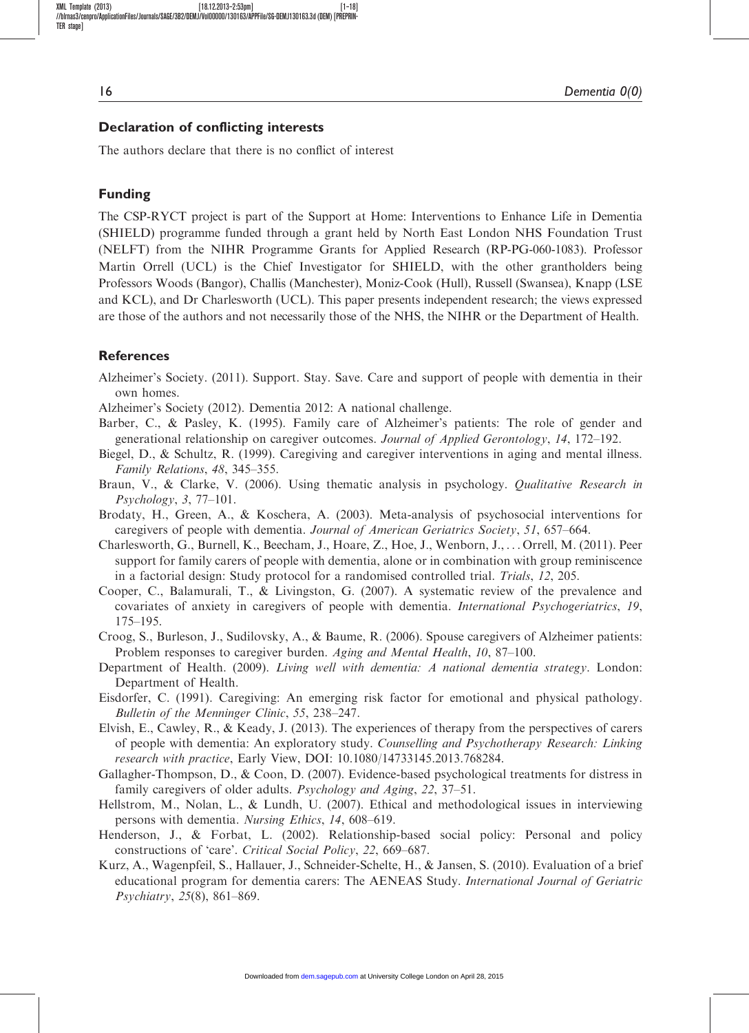## Declaration of conflicting interests

The authors declare that there is no conflict of interest

## Funding

The CSP-RYCT project is part of the Support at Home: Interventions to Enhance Life in Dementia (SHIELD) programme funded through a grant held by North East London NHS Foundation Trust (NELFT) from the NIHR Programme Grants for Applied Research (RP-PG-060-1083). Professor Martin Orrell (UCL) is the Chief Investigator for SHIELD, with the other grantholders being Professors Woods (Bangor), Challis (Manchester), Moniz-Cook (Hull), Russell (Swansea), Knapp (LSE and KCL), and Dr Charlesworth (UCL). This paper presents independent research; the views expressed are those of the authors and not necessarily those of the NHS, the NIHR or the Department of Health.

## References

Alzheimer's Society. (2011). Support. Stay. Save. Care and support of people with dementia in their own homes.

Alzheimer's Society (2012). Dementia 2012: A national challenge.

Barber, C., & Pasley, K. (1995). Family care of Alzheimer's patients: The role of gender and generational relationship on caregiver outcomes. *Journal of Applied Gerontology*, *14*, 172–192.

Biegel, D., & Schultz, R. (1999). Caregiving and caregiver interventions in aging and mental illness. *Family Relations*, *48*, 345–355.

Braun, V., & Clarke, V. (2006). Using thematic analysis in psychology. *Qualitative Research in Psychology*, *3*, 77–101.

Brodaty, H., Green, A., & Koschera, A. (2003). Meta-analysis of psychosocial interventions for caregivers of people with dementia. *Journal of American Geriatrics Society*, *51*, 657–664.

Charlesworth, G., Burnell, K., Beecham, J., Hoare, Z., Hoe, J., Wenborn, J., . . . Orrell, M. (2011). Peer support for family carers of people with dementia, alone or in combination with group reminiscence in a factorial design: Study protocol for a randomised controlled trial. *Trials*, *12*, 205.

Cooper, C., Balamurali, T., & Livingston, G. (2007). A systematic review of the prevalence and covariates of anxiety in caregivers of people with dementia. *International Psychogeriatrics*, *19*, 175–195.

Croog, S., Burleson, J., Sudilovsky, A., & Baume, R. (2006). Spouse caregivers of Alzheimer patients: Problem responses to caregiver burden. *Aging and Mental Health*, *10*, 87–100.

Department of Health. (2009). *Living well with dementia: A national dementia strategy*. London: Department of Health.

Eisdorfer, C. (1991). Caregiving: An emerging risk factor for emotional and physical pathology. *Bulletin of the Menninger Clinic*, *55*, 238–247.

Elvish, E., Cawley, R., & Keady, J. (2013). The experiences of therapy from the perspectives of carers of people with dementia: An exploratory study. *Counselling and Psychotherapy Research: Linking research with practice*, Early View, DOI: 10.1080/14733145.2013.768284.

Gallagher-Thompson, D., & Coon, D. (2007). Evidence-based psychological treatments for distress in family caregivers of older adults. *Psychology and Aging*, *22*, 37–51.

Hellstrom, M., Nolan, L., & Lundh, U. (2007). Ethical and methodological issues in interviewing persons with dementia. *Nursing Ethics*, *14*, 608–619.

Henderson, J., & Forbat, L. (2002). Relationship-based social policy: Personal and policy constructions of 'care'. *Critical Social Policy*, *22*, 669–687.

Kurz, A., Wagenpfeil, S., Hallauer, J., Schneider-Schelte, H., & Jansen, S. (2010). Evaluation of a brief educational program for dementia carers: The AENEAS Study. *International Journal of Geriatric Psychiatry*, *25*(8), 861–869.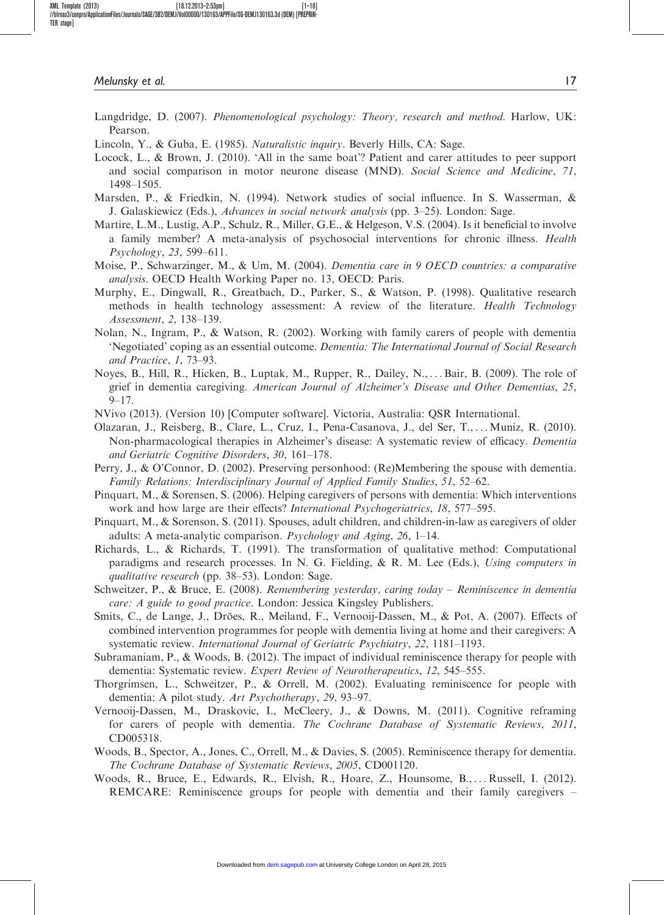Langdridge, D. (2007). *Phenomenological psychology: Theory, research and method*. Harlow, UK: Pearson.

Lincoln, Y., & Guba, E. (1985). *Naturalistic inquiry*. Beverly Hills, CA: Sage.

Locock, L., & Brown, J. (2010). 'All in the same boat'? Patient and carer attitudes to peer support and social comparison in motor neurone disease (MND). *Social Science and Medicine*, *71*, 1498–1505.

Marsden, P., & Friedkin, N. (1994). Network studies of social influence. In S. Wasserman, & J. Galaskiewicz (Eds.), *Advances in social network analysis* (pp. 3–25). London: Sage.

Martire, L.M., Lustig, A.P., Schulz, R., Miller, G.E., & Helgeson, V.S. (2004). Is it beneficial to involve a family member? A meta-analysis of psychosocial interventions for chronic illness. *Health Psychology*, *23*, 599–611.

Moise, P., Schwarzinger, M., & Um, M. (2004). *Dementia care in 9 OECD countries: a comparative analysis*. OECD Health Working Paper no. 13, OECD: Paris.

Murphy, E., Dingwall, R., Greatbach, D., Parker, S., & Watson, P. (1998). Qualitative research methods in health technology assessment: A review of the literature. *Health Technology Assessment*, *2*, 138–139.

Nolan, N., Ingram, P., & Watson, R. (2002). Working with family carers of people with dementia 'Negotiated' coping as an essential outcome. *Dementia: The International Journal of Social Research and Practice*, *1*, 73–93.

Noyes, B., Hill, R., Hicken, B., Luptak, M., Rupper, R., Dailey, N., . . . Bair, B. (2009). The role of grief in dementia caregiving. *American Journal of Alzheimer's Disease and Other Dementias*, *25*, 9–17.

NVivo (2013). (Version 10) [Computer software]. Victoria, Australia: QSR International.

Olazaran, J., Reisberg, B., Clare, L., Cruz, I., Pena-Casanova, J., del Ser, T., . . . Muniz, R. (2010). Non-pharmacological therapies in Alzheimer's disease: A systematic review of efficacy. *Dementia and Geriatric Cognitive Disorders*, *30*, 161–178.

Perry, J., & O'Connor, D. (2002). Preserving personhood: (Re)Membering the spouse with dementia. *Family Relations: Interdisciplinary Journal of Applied Family Studies*, *51*, 52–62.

Pinquart, M., & Sorensen, S. (2006). Helping caregivers of persons with dementia: Which interventions work and how large are their effects? *International Psychogeriatrics*, *18*, 577–595.

Pinquart, M., & Sorenson, S. (2011). Spouses, adult children, and children-in-law as caregivers of older adults: A meta-analytic comparison. *Psychology and Aging*, *26*, 1–14.

Richards, L., & Richards, T. (1991). The transformation of qualitative method: Computational paradigms and research processes. In N. G. Fielding, & R. M. Lee (Eds.), *Using computers in qualitative research* (pp. 38–53). London: Sage.

Schweitzer, P., & Bruce, E. (2008). *Remembering yesterday, caring today – Reminiscence in dementia care: A guide to good practice*. London: Jessica Kingsley Publishers.

Smits, C., de Lange, J., Dröes, R., Meiland, F., Vernooij-Dassen, M., & Pot, A. (2007). Effects of combined intervention programmes for people with dementia living at home and their caregivers: A systematic review. *International Journal of Geriatric Psychiatry*, *22*, 1181–1193.

Subramaniam, P., & Woods, B. (2012). The impact of individual reminiscence therapy for people with dementia: Systematic review. *Expert Review of Neurotherapeutics*, *12*, 545–555.

Thorgrimsen, L., Schweitzer, P., & Orrell, M. (2002). Evaluating reminiscence for people with dementia: A pilot study. *Art Psychotherapy*, *29*, 93–97.

Vernooij-Dassen, M., Draskovic, I., McCleery, J., & Downs, M. (2011). Cognitive reframing for carers of people with dementia. *The Cochrane Database of Systematic Reviews*, *2011*, CD005318.

Woods, B., Spector, A., Jones, C., Orrell, M., & Davies, S. (2005). Reminiscence therapy for dementia. *The Cochrane Database of Systematic Reviews*, *2005*, CD001120.

Woods, R., Bruce, E., Edwards, R., Elvish, R., Hoare, Z., Hounsome, B., . . . Russell, I. (2012). REMCARE: Reminiscence groups for people with dementia and their family caregivers –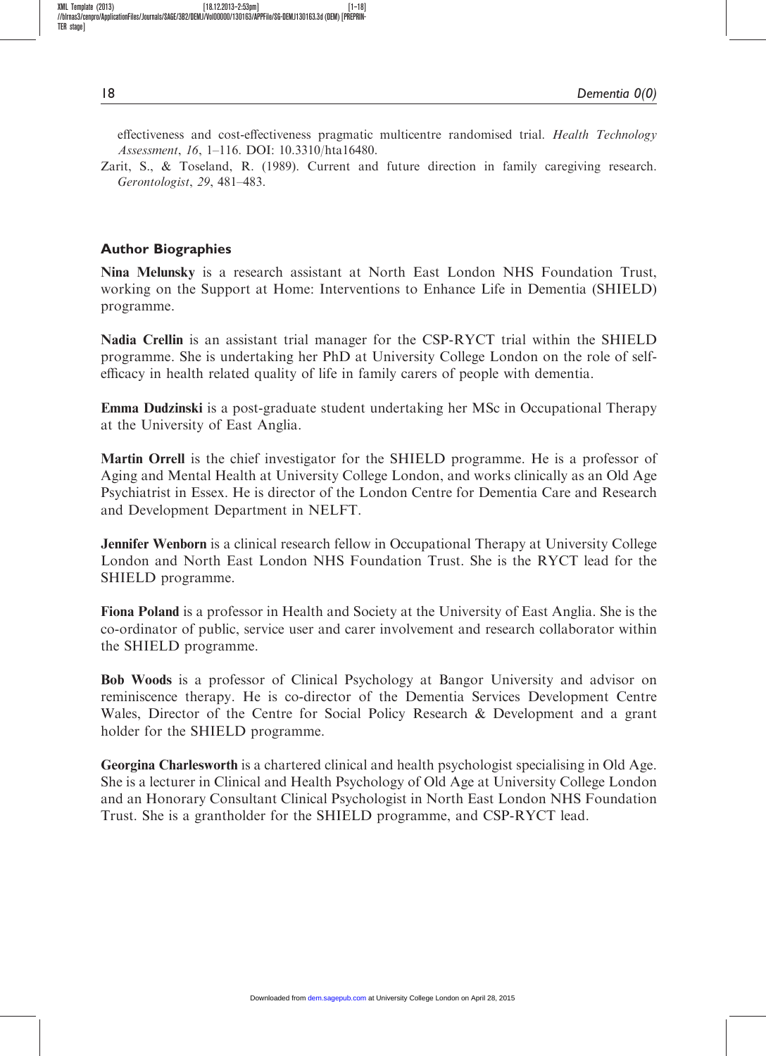effectiveness and cost-effectiveness pragmatic multicentre randomised trial. *Health Technology Assessment*, *16*, 1–116. DOI: 10.3310/hta16480.

Zarit, S., & Toseland, R. (1989). Current and future direction in family caregiving research. *Gerontologist*, *29*, 481–483.

## Author Biographies

**Nina Melunsky** is a research assistant at North East London NHS Foundation Trust, working on the Support at Home: Interventions to Enhance Life in Dementia (SHIELD) programme.

**Nadia Crellin** is an assistant trial manager for the CSP-RYCT trial within the SHIELD programme. She is undertaking her PhD at University College London on the role of self-efficacy in health related quality of life in family carers of people with dementia.

**Emma Dudzinski** is a post-graduate student undertaking her MSc in Occupational Therapy at the University of East Anglia.

**Martin Orrell** is the chief investigator for the SHIELD programme. He is a professor of Aging and Mental Health at University College London, and works clinically as an Old Age Psychiatrist in Essex. He is director of the London Centre for Dementia Care and Research and Development Department in NELFT.

**Jennifer Wenborn** is a clinical research fellow in Occupational Therapy at University College London and North East London NHS Foundation Trust. She is the RYCT lead for the SHIELD programme.

**Fiona Poland** is a professor in Health and Society at the University of East Anglia. She is the co-ordinator of public, service user and carer involvement and research collaborator within the SHIELD programme.

**Bob Woods** is a professor of Clinical Psychology at Bangor University and advisor on reminiscence therapy. He is co-director of the Dementia Services Development Centre Wales, Director of the Centre for Social Policy Research & Development and a grant holder for the SHIELD programme.

**Georgina Charlesworth** is a chartered clinical and health psychologist specialising in Old Age. She is a lecturer in Clinical and Health Psychology of Old Age at University College London and an Honorary Consultant Clinical Psychologist in North East London NHS Foundation Trust. She is a grantholder for the SHIELD programme, and CSP-RYCT lead.